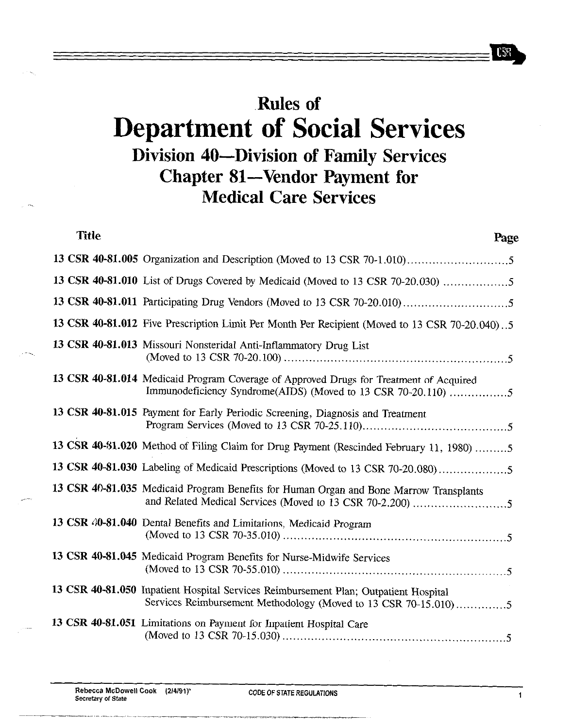# Rules of

# Department of Social Services

## Division 40—Division of Family Services

## Chapter 81—Vendor Payment for Medical Care Services

| Title | | Page |
|---|---|---|
| **13 CSR 40-81.005** | Organization and Description (Moved to 13 CSR 70-1.010) | 5 |
| **13 CSR 40-81.010** | List of Drugs Covered by Medicaid (Moved to 13 CSR 70-20.030) | 5 |
| **13 CSR 40-81.011** | Participating Drug Vendors (Moved to 13 CSR 70-20.010) | 5 |
| **13 CSR 40-81.012** | Five Prescription Limit Per Month Per Recipient (Moved to 13 CSR 70-20.040) | 5 |
| **13 CSR 40-81.013** | Missouri Nonsteridal Anti-Inflammatory Drug List (Moved to 13 CSR 70-20.100) | 5 |
| **13 CSR 40-81.014** | Medicaid Program Coverage of Approved Drugs for Treatment of Acquired Immunodeficiency Syndrome(AIDS) (Moved to 13 CSR 70-20.110) | 5 |
| **13 CSR 40-81.015** | Payment for Early Periodic Screening, Diagnosis and Treatment Program Services (Moved to 13 CSR 70-25.110) | 5 |
| **13 CSR 40-81.020** | Method of Filing Claim for Drug Payment (Rescinded February 11, 1980) | 5 |
| **13 CSR 40-81.030** | Labeling of Medicaid Prescriptions (Moved to 13 CSR 70-20.080) | 5 |
| **13 CSR 40-81.035** | Medicaid Program Benefits for Human Organ and Bone Marrow Transplants and Related Medical Services (Moved to 13 CSR 70-2.200) | 5 |
| **13 CSR 40-81.040** | Dental Benefits and Limitations, Medicaid Program (Moved to 13 CSR 70-35.010) | 5 |
| **13 CSR 40-81.045** | Medicaid Program Benefits for Nurse-Midwife Services (Moved to 13 CSR 70-55.010) | 5 |
| **13 CSR 40-81.050** | Inpatient Hospital Services Reimbursement Plan; Outpatient Hospital Services Reimbursement Methodology (Moved to 13 CSR 70-15.010) | 5 |
| **13 CSR 40-81.051** | Limitations on Payment for Inpatient Hospital Care (Moved to 13 CSR 70-15.030) | 5 |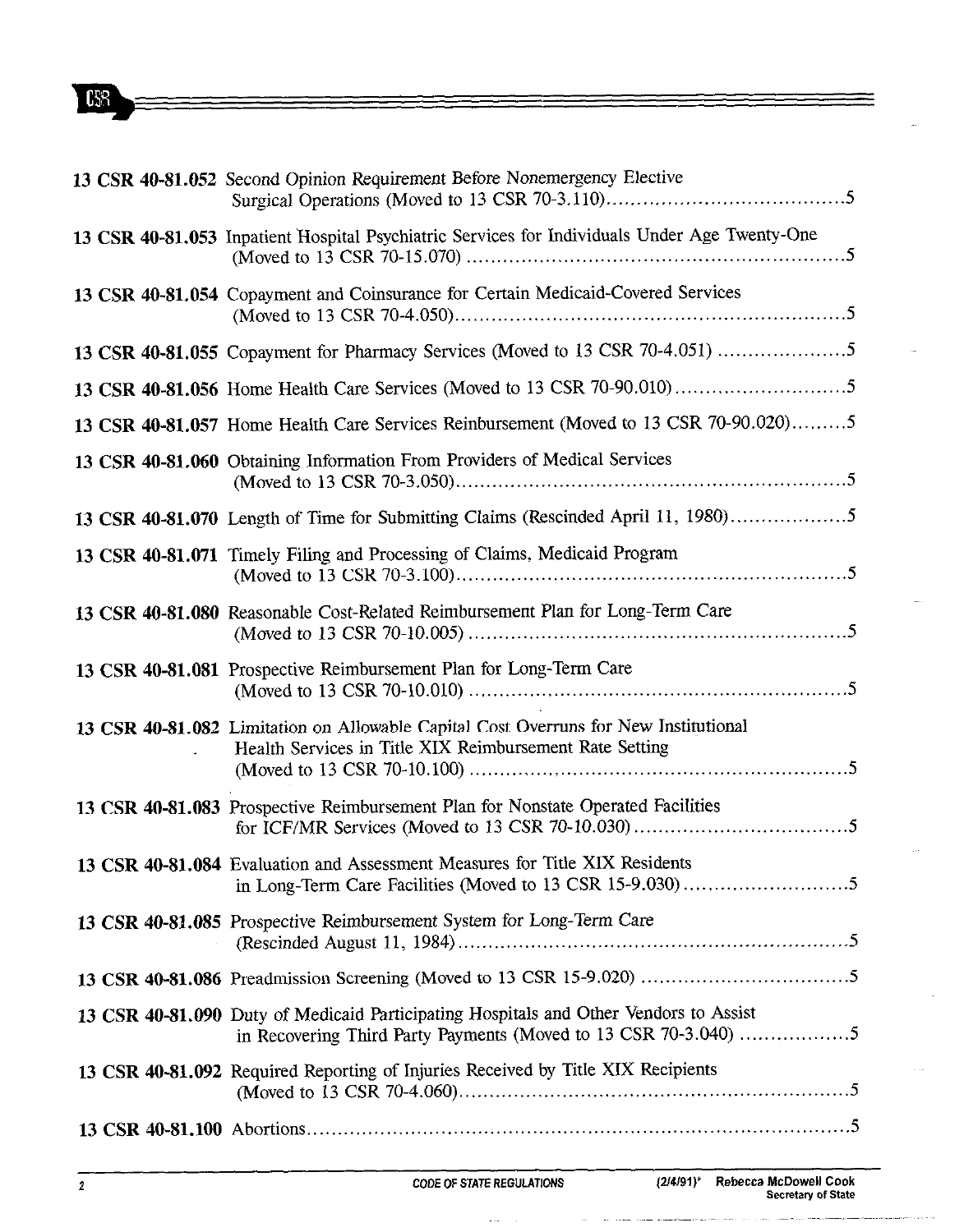**13 CSR 40-81.052** Second Opinion Requirement Before Nonemergency Elective Surgical Operations (Moved to 13 CSR 70-3.110)....................................5

**13 CSR 40-81.053** Inpatient Hospital Psychiatric Services for Individuals Under Age Twenty-One (Moved to 13 CSR 70-15.070)....................................5

**13 CSR 40-81.054** Copayment and Coinsurance for Certain Medicaid-Covered Services (Moved to 13 CSR 70-4.050)....................................5

**13 CSR 40-81.055** Copayment for Pharmacy Services (Moved to 13 CSR 70-4.051)....................................5

**13 CSR 40-81.056** Home Health Care Services (Moved to 13 CSR 70-90.010)....................................5

**13 CSR 40-81.057** Home Health Care Services Reimbursement (Moved to 13 CSR 70-90.020)....................................5

**13 CSR 40-81.060** Obtaining Information From Providers of Medical Services (Moved to 13 CSR 70-3.050)....................................5

**13 CSR 40-81.070** Length of Time for Submitting Claims (Rescinded April 11, 1980)....................................5

**13 CSR 40-81.071** Timely Filing and Processing of Claims, Medicaid Program (Moved to 13 CSR 70-3.100)....................................5

**13 CSR 40-81.080** Reasonable Cost-Related Reimbursement Plan for Long-Term Care (Moved to 13 CSR 70-10.005)....................................5

**13 CSR 40-81.081** Prospective Reimbursement Plan for Long-Term Care (Moved to 13 CSR 70-10.010)....................................5

**13 CSR 40-81.082** Limitation on Allowable Capital Cost Overruns for New Institutional Health Services in Title XIX Reimbursement Rate Setting (Moved to 13 CSR 70-10.100)....................................5

**13 CSR 40-81.083** Prospective Reimbursement Plan for Nonstate Operated Facilities for ICF/MR Services (Moved to 13 CSR 70-10.030)....................................5

**13 CSR 40-81.084** Evaluation and Assessment Measures for Title XIX Residents in Long-Term Care Facilities (Moved to 13 CSR 15-9.030)....................................5

**13 CSR 40-81.085** Prospective Reimbursement System for Long-Term Care (Rescinded August 11, 1984)....................................5

**13 CSR 40-81.086** Preadmission Screening (Moved to 13 CSR 15-9.020)....................................5

**13 CSR 40-81.090** Duty of Medicaid Participating Hospitals and Other Vendors to Assist in Recovering Third Party Payments (Moved to 13 CSR 70-3.040)....................................5

**13 CSR 40-81.092** Required Reporting of Injuries Received by Title XIX Recipients (Moved to 13 CSR 70-4.060)....................................5

**13 CSR 40-81.100** Abortions....................................5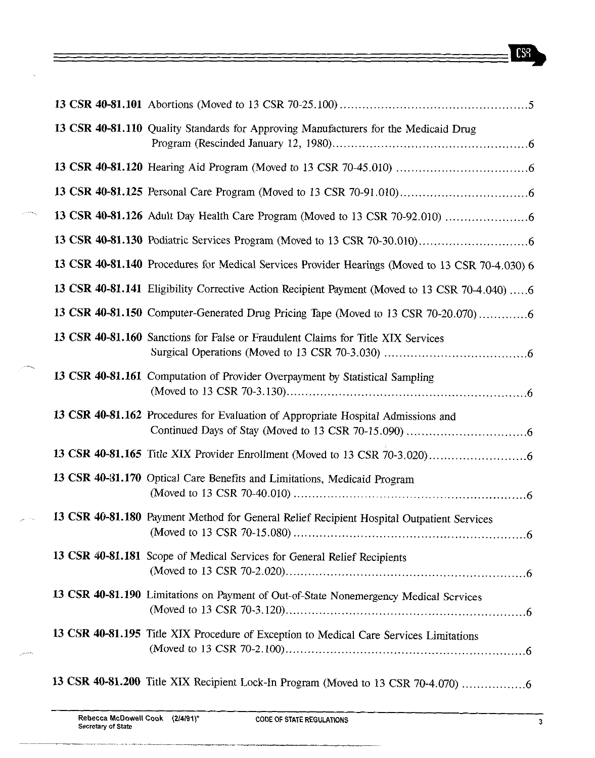**13 CSR 40-81.101** Abortions (Moved to 13 CSR 70-25.100) .......... 5

**13 CSR 40-81.110** Quality Standards for Approving Manufacturers for the Medicaid Drug Program (Rescinded January 12, 1980) .......... 6

**13 CSR 40-81.120** Hearing Aid Program (Moved to 13 CSR 70-45.010) .......... 6

**13 CSR 40-81.125** Personal Care Program (Moved to 13 CSR 70-91.010) .......... 6

**13 CSR 40-81.126** Adult Day Health Care Program (Moved to 13 CSR 70-92.010) .......... 6

**13 CSR 40-81.130** Podiatric Services Program (Moved to 13 CSR 70-30.010) .......... 6

**13 CSR 40-81.140** Procedures for Medical Services Provider Hearings (Moved to 13 CSR 70-4.030) 6

**13 CSR 40-81.141** Eligibility Corrective Action Recipient Payment (Moved to 13 CSR 70-4.040) .......... 6

**13 CSR 40-81.150** Computer-Generated Drug Pricing Tape (Moved to 13 CSR 70-20.070) .......... 6

**13 CSR 40-81.160** Sanctions for False or Fraudulent Claims for Title XIX Services Surgical Operations (Moved to 13 CSR 70-3.030) .......... 6

**13 CSR 40-81.161** Computation of Provider Overpayment by Statistical Sampling (Moved to 13 CSR 70-3.130) .......... 6

**13 CSR 40-81.162** Procedures for Evaluation of Appropriate Hospital Admissions and Continued Days of Stay (Moved to 13 CSR 70-15.090) .......... 6

**13 CSR 40-81.165** Title XIX Provider Enrollment (Moved to 13 CSR 70-3.020) .......... 6

**13 CSR 40-81.170** Optical Care Benefits and Limitations, Medicaid Program (Moved to 13 CSR 70-40.010) .......... 6

**13 CSR 40-81.180** Payment Method for General Relief Recipient Hospital Outpatient Services (Moved to 13 CSR 70-15.080) .......... 6

**13 CSR 40-81.181** Scope of Medical Services for General Relief Recipients (Moved to 13 CSR 70-2.020) .......... 6

**13 CSR 40-81.190** Limitations on Payment of Out-of-State Nonemergency Medical Services (Moved to 13 CSR 70-3.120) .......... 6

**13 CSR 40-81.195** Title XIX Procedure of Exception to Medical Care Services Limitations (Moved to 13 CSR 70-2.100) .......... 6

**13 CSR 40-81.200** Title XIX Recipient Lock-In Program (Moved to 13 CSR 70-4.070) .......... 6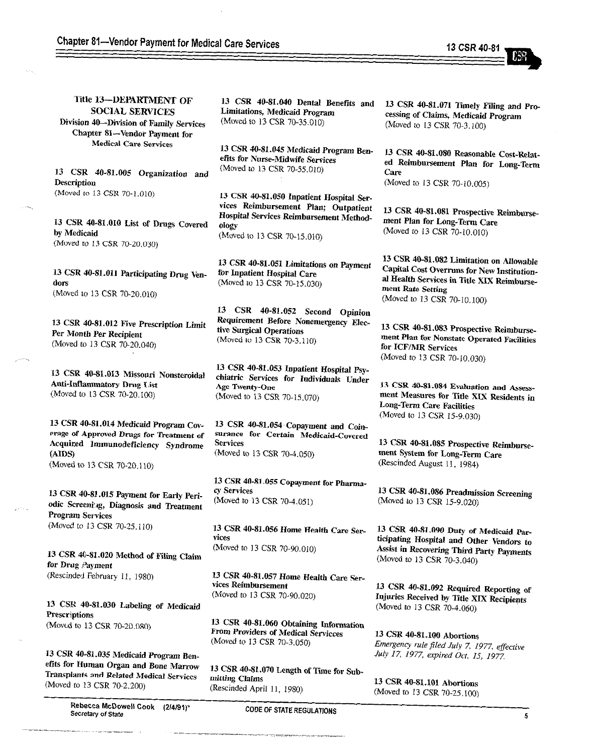# Title 13—DEPARTMENT OF SOCIAL SERVICES

## Division 40—Division of Family Services

### Chapter 81—Vendor Payment for Medical Care Services

**13 CSR 40-81.005 Organization and Description**
(Moved to 13 CSR 70-1.010)

**13 CSR 40-81.010 List of Drugs Covered by Medicaid**
(Moved to 13 CSR 70-20.030)

**13 CSR 40-81.011 Participating Drug Vendors**
(Moved to 13 CSR 70-20.010)

**13 CSR 40-81.012 Five Prescription Limit Per Month Per Recipient**
(Moved to 13 CSR 70-20.040)

**13 CSR 40-81.013 Missouri Nonsteroidal Anti-Inflammatory Drug List**
(Moved to 13 CSR 70-20.100)

**13 CSR 40-81.014 Medicaid Program Coverage of Approved Drugs for Treatment of Acquired Immunodeficiency Syndrome (AIDS)**
(Moved to 13 CSR 70-20.110)

**13 CSR 40-81.015 Payment for Early Periodic Screening, Diagnosis and Treatment Program Services**
(Moved to 13 CSR 70-25.110)

**13 CSR 40-81.020 Method of Filing Claim for Drug Payment**
(Rescinded February 11, 1980)

**13 CSR 40-81.030 Labeling of Medicaid Prescriptions**
(Moved to 13 CSR 70-20.080)

**13 CSR 40-81.035 Medicaid Program Benefits for Human Organ and Bone Marrow Transplants and Related Medical Services**
(Moved to 13 CSR 70-2.200)

**13 CSR 40-81.040 Dental Benefits and Limitations, Medicaid Program**
(Moved to 13 CSR 70-35.010)

**13 CSR 40-81.045 Medicaid Program Benefits for Nurse-Midwife Services**
(Moved to 13 CSR 70-55.010)

**13 CSR 40-81.050 Inpatient Hospital Services Reimbursement Plan; Outpatient Hospital Services Reimbursement Methodology**
(Moved to 13 CSR 70-15.010)

**13 CSR 40-81.051 Limitations on Payment for Inpatient Hospital Care**
(Moved to 13 CSR 70-15.030)

**13 CSR 40-81.052 Second Opinion Requirement Before Nonemergency Elective Surgical Operations**
(Moved to 13 CSR 70-3.110)

**13 CSR 40-81.053 Inpatient Hospital Psychiatric Services for Individuals Under Age Twenty-One**
(Moved to 13 CSR 70-15.070)

**13 CSR 40-81.054 Copayment and Coinsurance for Certain Medicaid-Covered Services**
(Moved to 13 CSR 70-4.050)

**13 CSR 40-81.055 Copayment for Pharmacy Services**
(Moved to 13 CSR 70-4.051)

**13 CSR 40-81.056 Home Health Care Services**
(Moved to 13 CSR 70-90.010)

**13 CSR 40-81.057 Home Health Care Services Reimbursement**
(Moved to 13 CSR 70-90.020)

**13 CSR 40-81.060 Obtaining Information From Providers of Medical Servicces**
(Moved to 13 CSR 70-3.050)

**13 CSR 40-81.070 Length of Time for Submitting Claims**
(Rescinded April 11, 1980)

**13 CSR 40-81.071 Timely Filing and Processing of Claims, Medicaid Program**
(Moved to 13 CSR 70-3.100)

**13 CSR 40-81.080 Reasonable Cost-Related Reimbursement Plan for Long-Term Care**
(Moved to 13 CSR 70-10.005)

**13 CSR 40-81.081 Prospective Reimbursement Plan for Long-Term Care**
(Moved to 13 CSR 70-10.010)

**13 CSR 40-81.082 Limitation on Allowable Capital Cost Overruns for New Institutional Health Services in Title XIX Reimbursement Rate Setting**
(Moved to 13 CSR 70-10.100)

**13 CSR 40-81.083 Prospective Reimbursement Plan for Nonstate Operated Facilities for ICF/MR Services**
(Moved to 13 CSR 70-10.030)

**13 CSR 40-81.084 Evaluation and Assessment Measures for Title XIX Residents in Long-Term Care Facilities**
(Moved to 13 CSR 15-9.030)

**13 CSR 40-81.085 Prospective Reimbursement System for Long-Term Care**
(Rescinded August 11, 1984)

**13 CSR 40-81.086 Preadmission Screening**
(Moved to 13 CSR 15-9.020)

**13 CSR 40-81.090 Duty of Medicaid Participating Hospital and Other Vendors to Assist in Recovering Third Party Payments**
(Moved to 13 CSR 70-3.040)

**13 CSR 40-81.092 Required Reporting of Injuries Received by Title XIX Recipients**
(Moved to 13 CSR 70-4.060)

**13 CSR 40-81.100 Abortions**
*Emergency rule filed July 7, 1977, effective July 17, 1977, expired Oct. 15, 1977.*

**13 CSR 40-81.101 Abortions**
(Moved to 13 CSR 70-25.100)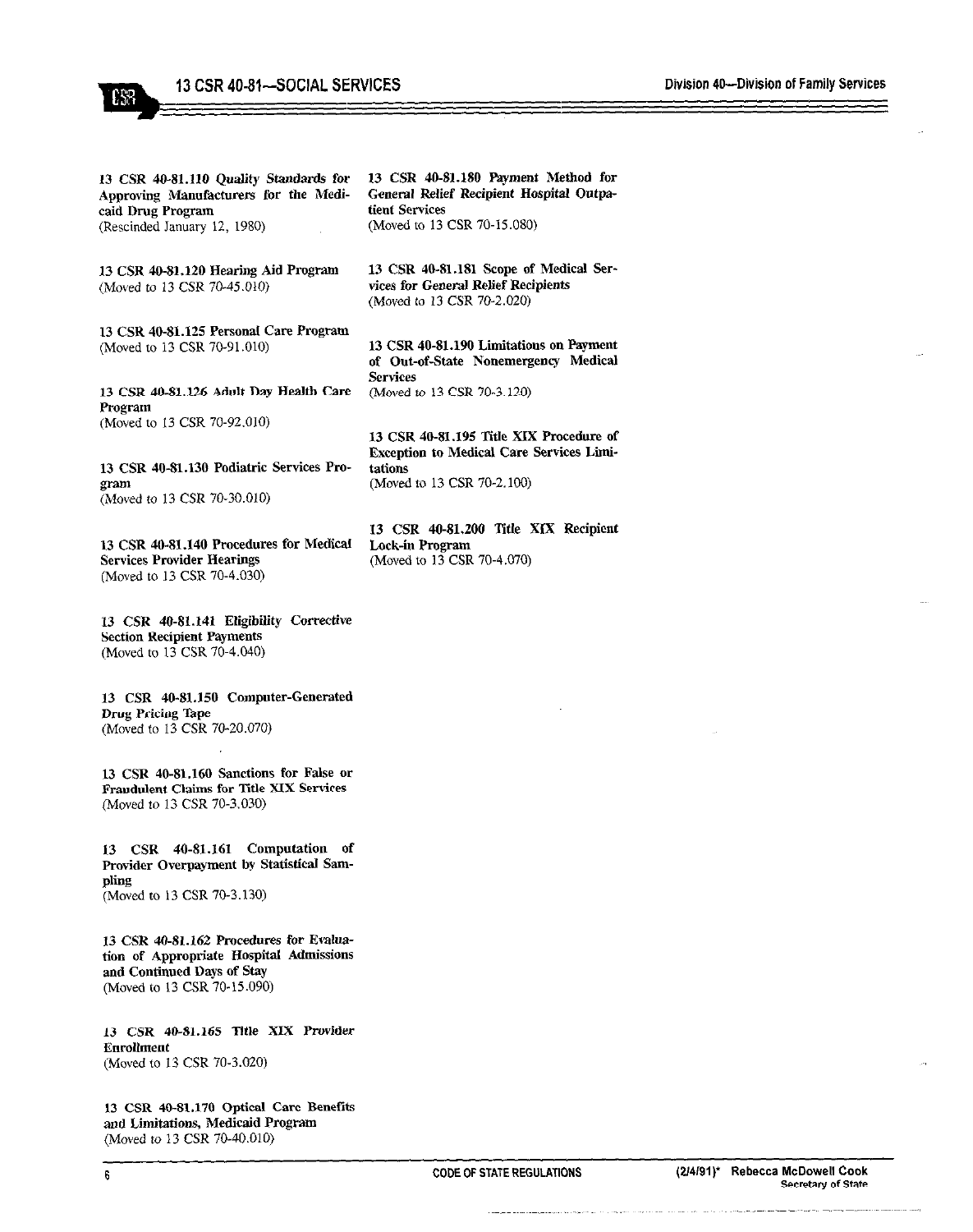**13 CSR 40-81.110 Quality Standards for Approving Manufacturers for the Medicaid Drug Program**
(Rescinded January 12, 1980)

**13 CSR 40-81.120 Hearing Aid Program**
(Moved to 13 CSR 70-45.010)

**13 CSR 40-81.125 Personal Care Program**
(Moved to 13 CSR 70-91.010)

**13 CSR 40-81.126 Adult Day Health Care Program**
(Moved to 13 CSR 70-92.010)

**13 CSR 40-81.130 Podiatric Services Program**
(Moved to 13 CSR 70-30.010)

**13 CSR 40-81.140 Procedures for Medical Services Provider Hearings**
(Moved to 13 CSR 70-4.030)

**13 CSR 40-81.141 Eligibility Corrective Section Recipient Payments**
(Moved to 13 CSR 70-4.040)

**13 CSR 40-81.150 Computer-Generated Drug Pricing Tape**
(Moved to 13 CSR 70-20.070)

**13 CSR 40-81.160 Sanctions for False or Fraudulent Claims for Title XIX Services**
(Moved to 13 CSR 70-3.030)

**13 CSR 40-81.161 Computation of Provider Overpayment by Statistical Sampling**
(Moved to 13 CSR 70-3.130)

**13 CSR 40-81.162 Procedures for Evaluation of Appropriate Hospital Admissions and Continued Days of Stay**
(Moved to 13 CSR 70-15.090)

**13 CSR 40-81.165 Title XIX Provider Enrollment**
(Moved to 13 CSR 70-3.020)

**13 CSR 40-81.170 Optical Care Benefits and Limitations, Medicaid Program**
(Moved to 13 CSR 70-40.010)

**13 CSR 40-81.180 Payment Method for General Relief Recipient Hospital Outpatient Services**
(Moved to 13 CSR 70-15.080)

**13 CSR 40-81.181 Scope of Medical Services for General Relief Recipients**
(Moved to 13 CSR 70-2.020)

**13 CSR 40-81.190 Limitations on Payment of Out-of-State Nonemergency Medical Services**
(Moved to 13 CSR 70-3.120)

**13 CSR 40-81.195 Title XIX Procedure of Exception to Medical Care Services Limitations**
(Moved to 13 CSR 70-2.100)

**13 CSR 40-81.200 Title XIX Recipient Lock-in Program**
(Moved to 13 CSR 70-4.070)